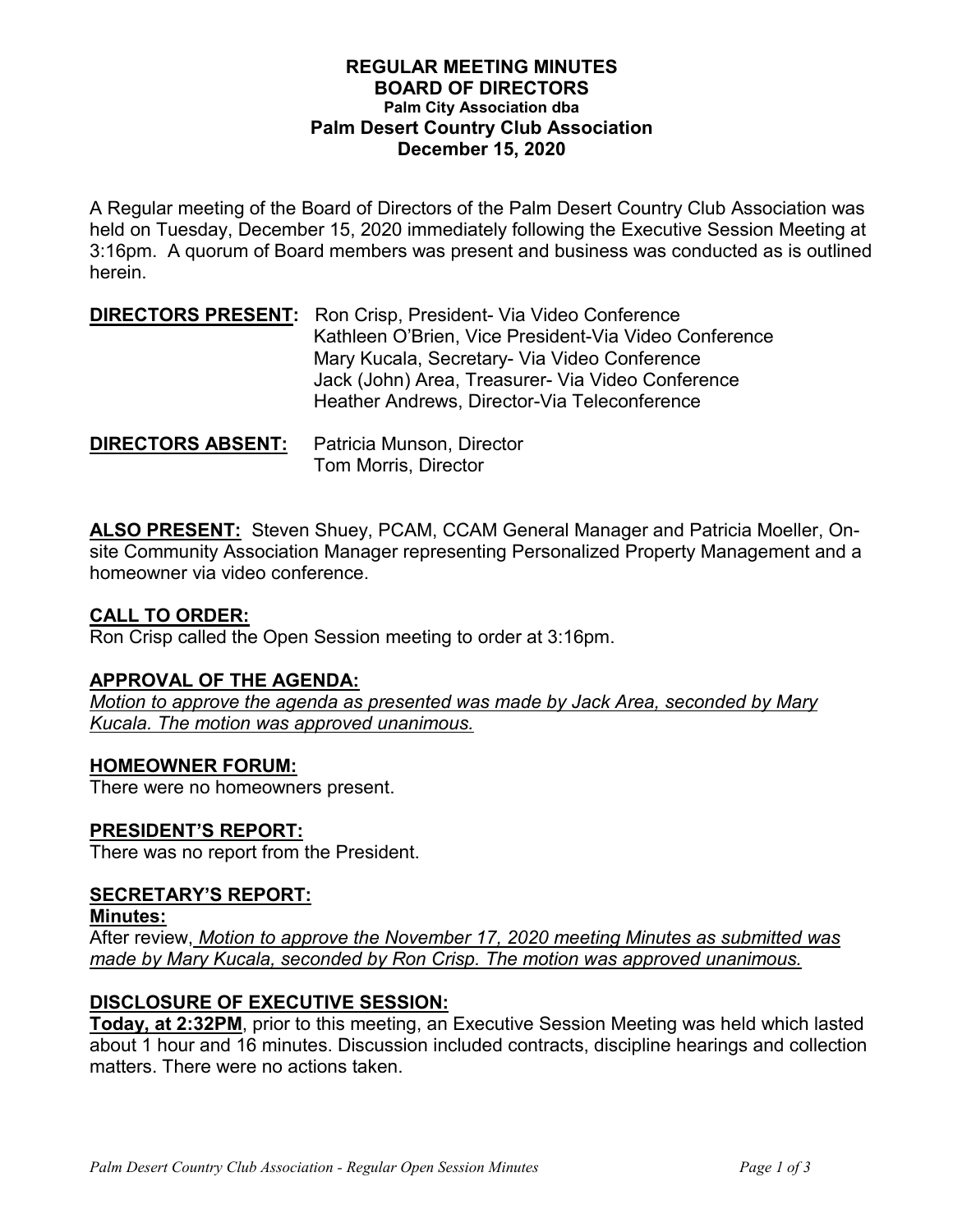# REGULAR MEETING MINUTES
## BOARD OF DIRECTORS
### Palm City Association dba
## Palm Desert Country Club Association
## December 15, 2020

A Regular meeting of the Board of Directors of the Palm Desert Country Club Association was held on Tuesday, December 15, 2020 immediately following the Executive Session Meeting at 3:16pm. A quorum of Board members was present and business was conducted as is outlined herein.

**DIRECTORS PRESENT:** Ron Crisp, President- Via Video Conference
Kathleen O'Brien, Vice President-Via Video Conference
Mary Kucala, Secretary- Via Video Conference
Jack (John) Area, Treasurer- Via Video Conference
Heather Andrews, Director-Via Teleconference

**DIRECTORS ABSENT:** Patricia Munson, Director
Tom Morris, Director

**ALSO PRESENT:** Steven Shuey, PCAM, CCAM General Manager and Patricia Moeller, On-site Community Association Manager representing Personalized Property Management and a homeowner via video conference.

### CALL TO ORDER:

Ron Crisp called the Open Session meeting to order at 3:16pm.

### APPROVAL OF THE AGENDA:

*Motion to approve the agenda as presented was made by Jack Area, seconded by Mary Kucala. The motion was approved unanimous.*

### HOMEOWNER FORUM:

There were no homeowners present.

### PRESIDENT'S REPORT:

There was no report from the President.

### SECRETARY'S REPORT:

**Minutes:**

After review, *Motion to approve the November 17, 2020 meeting Minutes as submitted was made by Mary Kucala, seconded by Ron Crisp. The motion was approved unanimous.*

### DISCLOSURE OF EXECUTIVE SESSION:

**Today, at 2:32PM**, prior to this meeting, an Executive Session Meeting was held which lasted about 1 hour and 16 minutes. Discussion included contracts, discipline hearings and collection matters. There were no actions taken.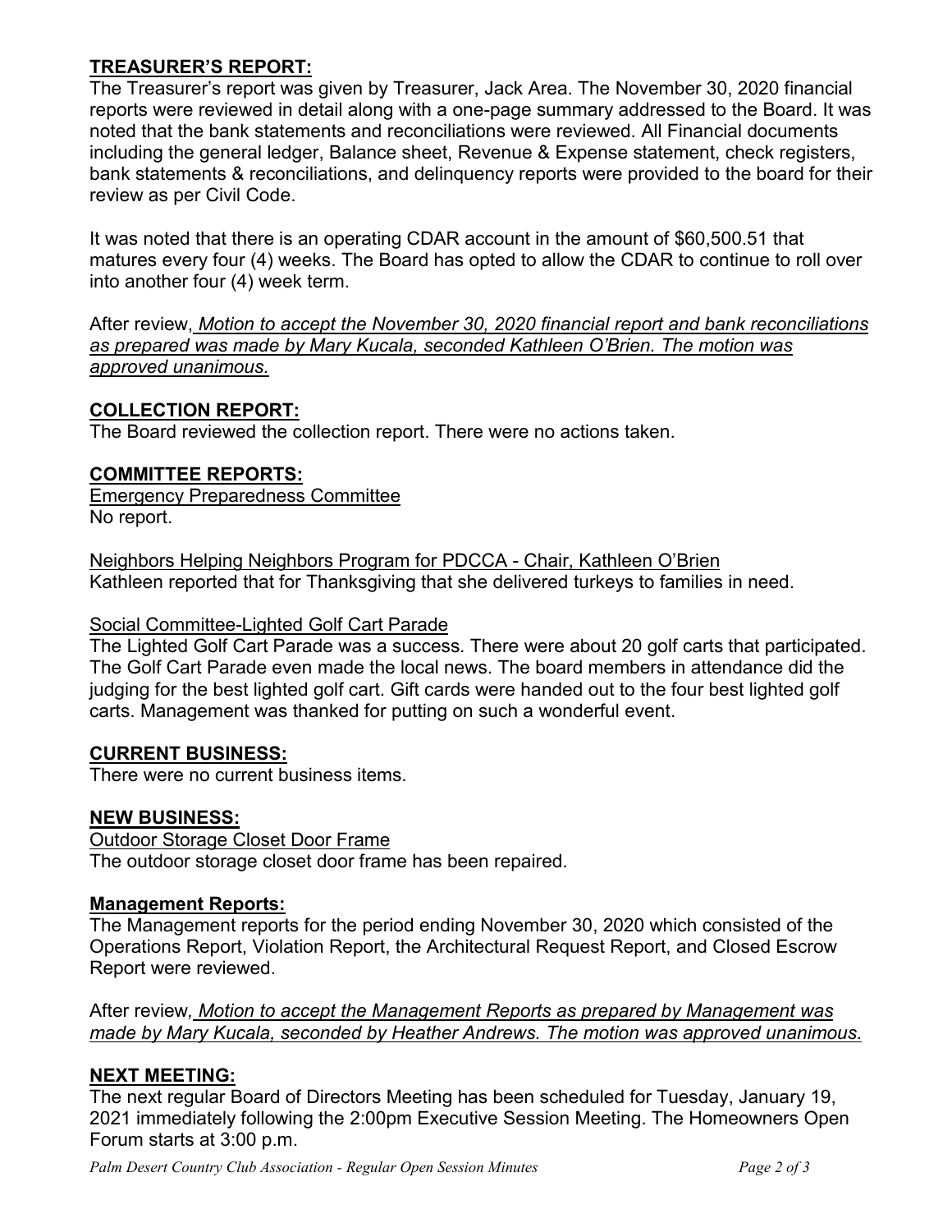## **TREASURER'S REPORT:**

The Treasurer's report was given by Treasurer, Jack Area. The November 30, 2020 financial reports were reviewed in detail along with a one-page summary addressed to the Board. It was noted that the bank statements and reconciliations were reviewed. All Financial documents including the general ledger, Balance sheet, Revenue & Expense statement, check registers, bank statements & reconciliations, and delinquency reports were provided to the board for their review as per Civil Code.

It was noted that there is an operating CDAR account in the amount of $60,500.51 that matures every four (4) weeks. The Board has opted to allow the CDAR to continue to roll over into another four (4) week term.

After review, *Motion to accept the November 30, 2020 financial report and bank reconciliations as prepared was made by Mary Kucala, seconded Kathleen O'Brien. The motion was approved unanimous.*

## **COLLECTION REPORT:**

The Board reviewed the collection report. There were no actions taken.

## **COMMITTEE REPORTS:**

Emergency Preparedness Committee
No report.

Neighbors Helping Neighbors Program for PDCCA - Chair, Kathleen O'Brien
Kathleen reported that for Thanksgiving that she delivered turkeys to families in need.

Social Committee-Lighted Golf Cart Parade
The Lighted Golf Cart Parade was a success. There were about 20 golf carts that participated. The Golf Cart Parade even made the local news. The board members in attendance did the judging for the best lighted golf cart. Gift cards were handed out to the four best lighted golf carts. Management was thanked for putting on such a wonderful event.

## **CURRENT BUSINESS:**

There were no current business items.

## **NEW BUSINESS:**

Outdoor Storage Closet Door Frame
The outdoor storage closet door frame has been repaired.

## **Management Reports:**

The Management reports for the period ending November 30, 2020 which consisted of the Operations Report, Violation Report, the Architectural Request Report, and Closed Escrow Report were reviewed.

After review, *Motion to accept the Management Reports as prepared by Management was made by Mary Kucala, seconded by Heather Andrews. The motion was approved unanimous.*

## **NEXT MEETING:**

The next regular Board of Directors Meeting has been scheduled for Tuesday, January 19, 2021 immediately following the 2:00pm Executive Session Meeting. The Homeowners Open Forum starts at 3:00 p.m.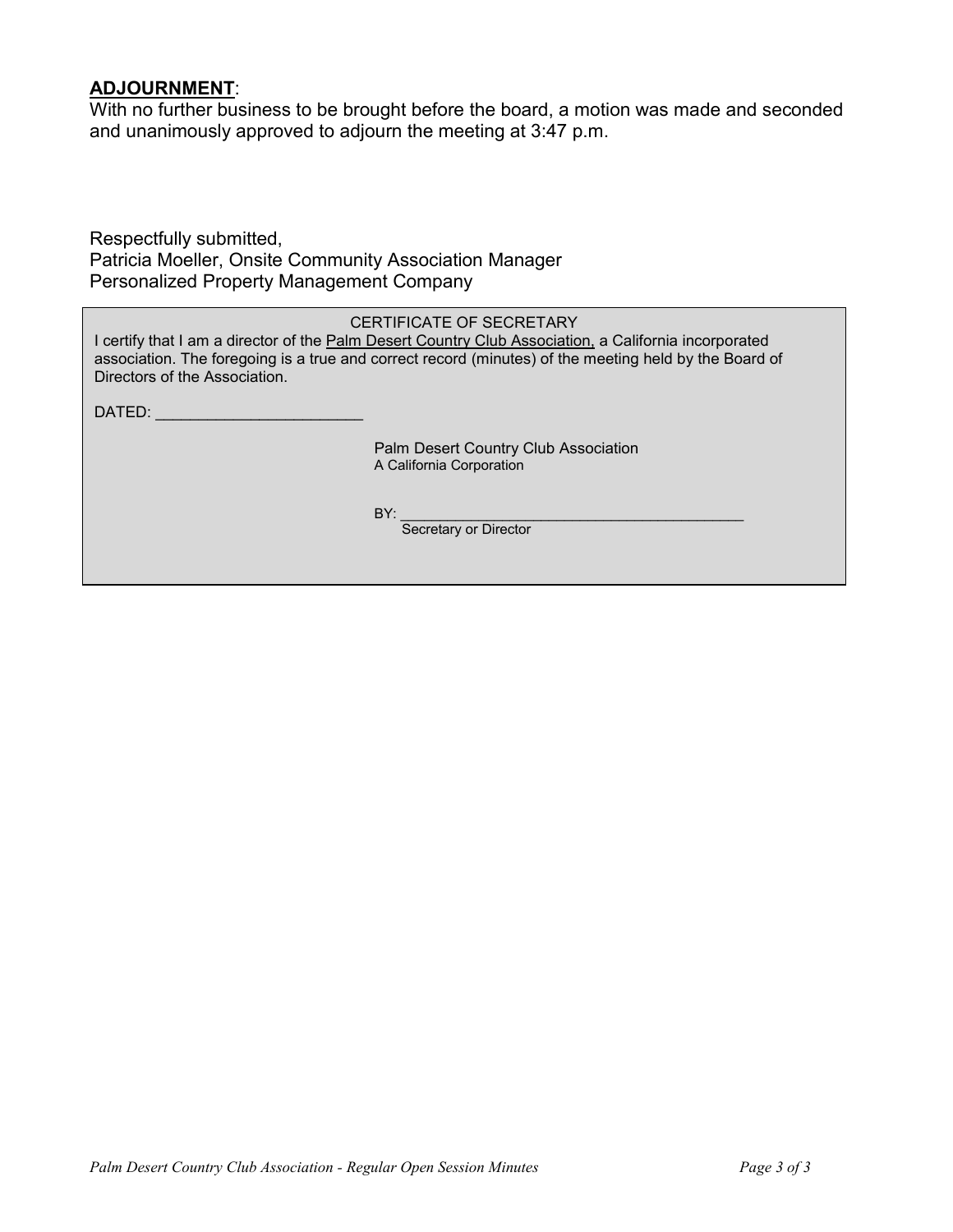**<u>ADJOURNMENT</u>**:
With no further business to be brought before the board, a motion was made and seconded and unanimously approved to adjourn the meeting at 3:47 p.m.

Respectfully submitted,
Patricia Moeller, Onsite Community Association Manager
Personalized Property Management Company

CERTIFICATE OF SECRETARY

I certify that I am a director of the <u>Palm Desert Country Club Association,</u> a California incorporated association. The foregoing is a true and correct record (minutes) of the meeting held by the Board of Directors of the Association.

DATED: ________________________

Palm Desert Country Club Association
A California Corporation

BY: ___________________________________________
Secretary or Director